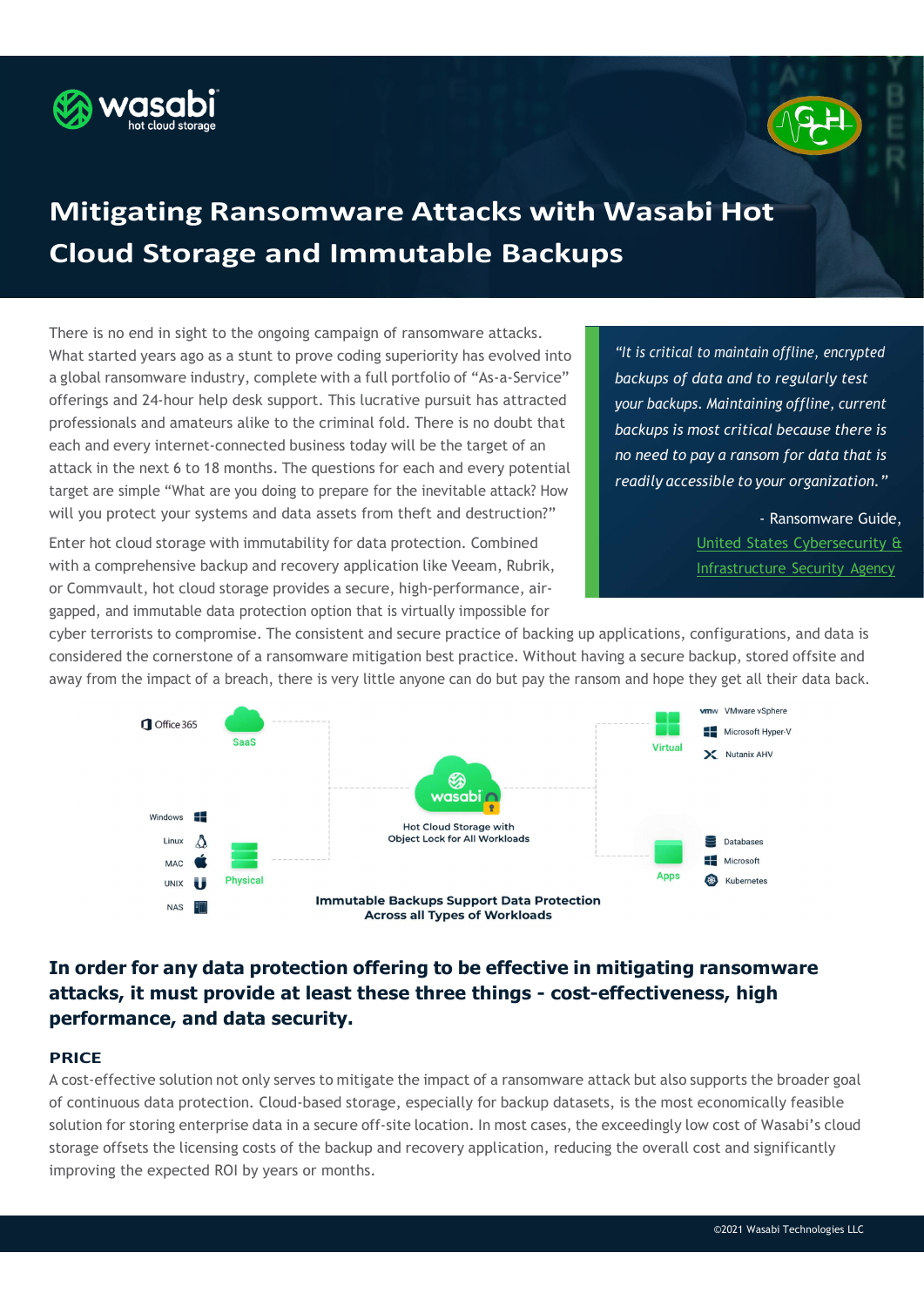# Mitigating Ransomware Attacks with Wasabi Hot Cloud Storage and Immutable Backups

There is no end in sight to the ongoing campaign of ransomware attacks. What started years ago as a stunt to prove coding superiority has evolved into a global ransomware industry, complete with a full portfolio of "As-a-Service" offerings and 24-hour help desk support. This lucrative pursuit has attracted professionals and amateurs alike to the criminal fold. There is no doubt that each and every internet-connected business today will be the target of an attack in the next 6 to 18 months. The questions for each and every potential target are simple "What are you doing to prepare for the inevitable attack? How will you protect your systems and data assets from theft and destruction?"

> *"It is critical to maintain offline, encrypted backups of data and to regularly test your backups. Maintaining offline, current backups is most critical because there is no need to pay a ransom for data that is readily accessible to your organization."*
>
> \- Ransomware Guide, United States Cybersecurity & Infrastructure Security Agency

Enter hot cloud storage with immutability for data protection. Combined with a comprehensive backup and recovery application like Veeam, Rubrik, or Commvault, hot cloud storage provides a secure, high-performance, air-gapped, and immutable data protection option that is virtually impossible for cyber terrorists to compromise. The consistent and secure practice of backing up applications, configurations, and data is considered the cornerstone of a ransomware mitigation best practice. Without having a secure backup, stored offsite and away from the impact of a breach, there is very little anyone can do but pay the ransom and hope they get all their data back.

Immutable Backups Support Data Protection Across all Types of Workloads

## In order for any data protection offering to be effective in mitigating ransomware attacks, it must provide at least these three things - cost-effectiveness, high performance, and data security.

### PRICE

A cost-effective solution not only serves to mitigate the impact of a ransomware attack but also supports the broader goal of continuous data protection. Cloud-based storage, especially for backup datasets, is the most economically feasible solution for storing enterprise data in a secure off-site location. In most cases, the exceedingly low cost of Wasabi's cloud storage offsets the licensing costs of the backup and recovery application, reducing the overall cost and significantly improving the expected ROI by years or months.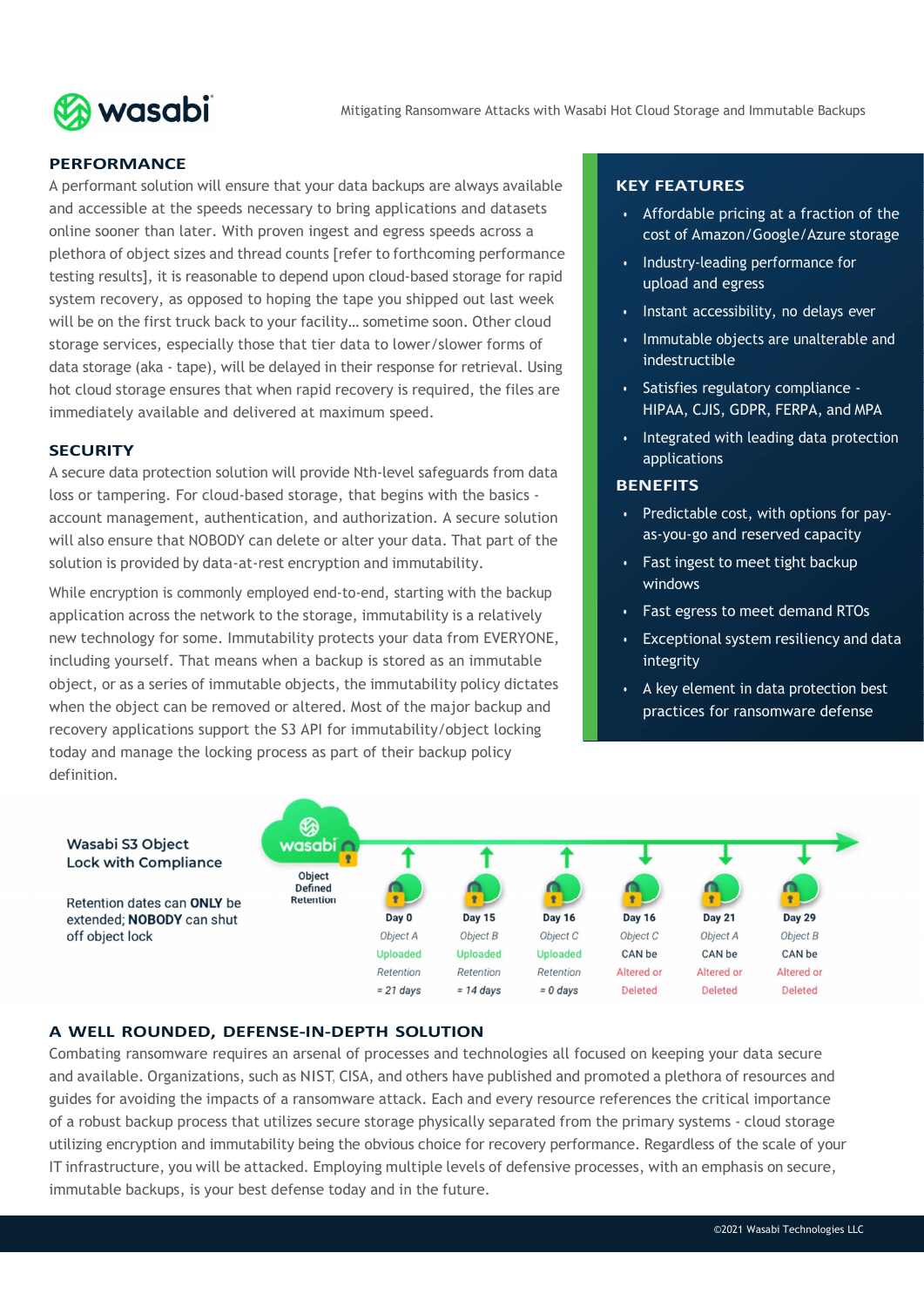## PERFORMANCE

A performant solution will ensure that your data backups are always available and accessible at the speeds necessary to bring applications and datasets online sooner than later. With proven ingest and egress speeds across a plethora of object sizes and thread counts [refer to forthcoming performance testing results], it is reasonable to depend upon cloud-based storage for rapid system recovery, as opposed to hoping the tape you shipped out last week will be on the first truck back to your facility… sometime soon. Other cloud storage services, especially those that tier data to lower/slower forms of data storage (aka - tape), will be delayed in their response for retrieval. Using hot cloud storage ensures that when rapid recovery is required, the files are immediately available and delivered at maximum speed.

## SECURITY

A secure data protection solution will provide Nth-level safeguards from data loss or tampering. For cloud-based storage, that begins with the basics - account management, authentication, and authorization. A secure solution will also ensure that NOBODY can delete or alter your data. That part of the solution is provided by data-at-rest encryption and immutability.

While encryption is commonly employed end-to-end, starting with the backup application across the network to the storage, immutability is a relatively new technology for some. Immutability protects your data from EVERYONE, including yourself. That means when a backup is stored as an immutable object, or as a series of immutable objects, the immutability policy dictates when the object can be removed or altered. Most of the major backup and recovery applications support the S3 API for immutability/object locking today and manage the locking process as part of their backup policy definition.

## KEY FEATURES

- Affordable pricing at a fraction of the cost of Amazon/Google/Azure storage
- Industry-leading performance for upload and egress
- Instant accessibility, no delays ever
- Immutable objects are unalterable and indestructible
- Satisfies regulatory compliance - HIPAA, CJIS, GDPR, FERPA, and MPA
- Integrated with leading data protection applications

## BENEFITS

- Predictable cost, with options for pay-as-you-go and reserved capacity
- Fast ingest to meet tight backup windows
- Fast egress to meet demand RTOs
- Exceptional system resiliency and data integrity
- A key element in data protection best practices for ransomware defense

Wasabi S3 Object Lock with Compliance

Retention dates can **ONLY** be extended; **NOBODY** can shut off object lock

wasabi

Object Defined Retention

Day 0
Object A
Uploaded
Retention = 21 days

Day 15
Object B
Uploaded
Retention = 14 days

Day 16
Object C
Uploaded
Retention = 0 days

Day 16
Object C
CAN be Altered or Deleted

Day 21
Object A
CAN be Altered or Deleted

Day 29
Object B
CAN be Altered or Deleted

## A WELL ROUNDED, DEFENSE-IN-DEPTH SOLUTION

Combating ransomware requires an arsenal of processes and technologies all focused on keeping your data secure and available. Organizations, such as NIST, CISA, and others have published and promoted a plethora of resources and guides for avoiding the impacts of a ransomware attack. Each and every resource references the critical importance of a robust backup process that utilizes secure storage physically separated from the primary systems - cloud storage utilizing encryption and immutability being the obvious choice for recovery performance. Regardless of the scale of your IT infrastructure, you will be attacked. Employing multiple levels of defensive processes, with an emphasis on secure, immutable backups, is your best defense today and in the future.

©2021 Wasabi Technologies LLC